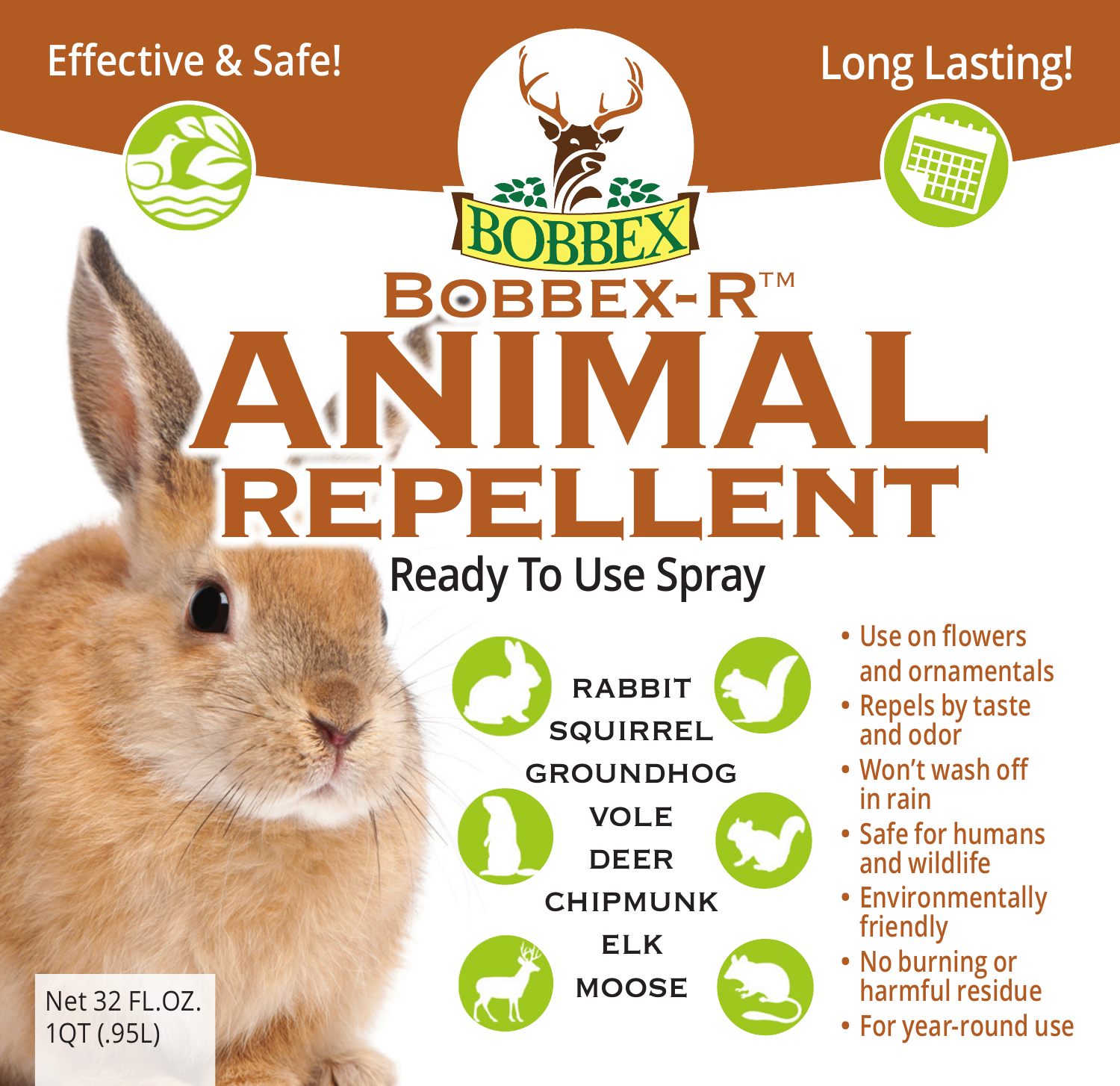Effective & Safe!

Long Lasting!

BOBBEX

# BOBBEX-R™

# ANIMAL REPELLENT

## Ready To Use Spray

RABBIT
SQUIRREL
GROUNDHOG
VOLE
DEER
CHIPMUNK
ELK
MOOSE

- Use on flowers and ornamentals
- Repels by taste and odor
- Won't wash off in rain
- Safe for humans and wildlife
- Environmentally friendly
- No burning or harmful residue
- For year-round use

Net 32 FL.OZ.
1QT (.95L)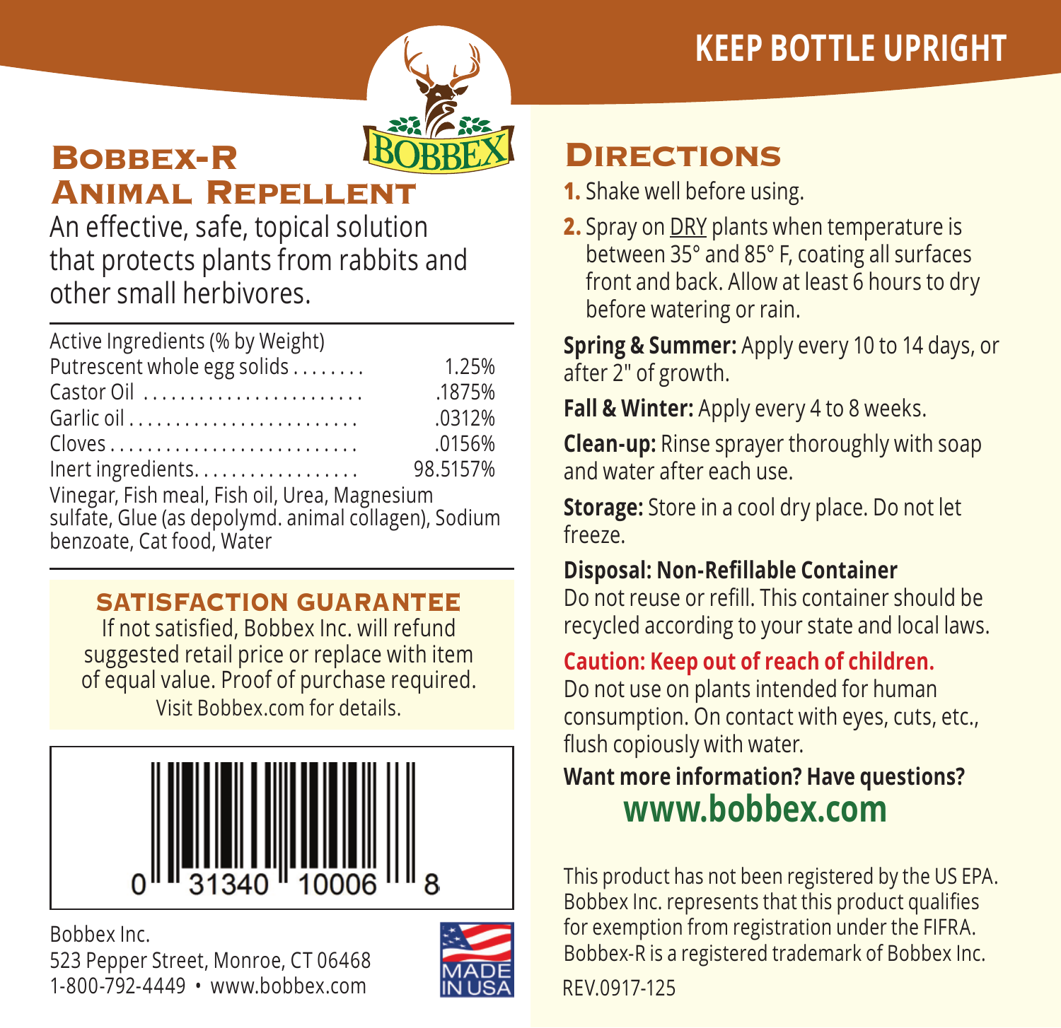KEEP BOTTLE UPRIGHT

BOBBEX

# Bobbex-R Animal Repellent

An effective, safe, topical solution that protects plants from rabbits and other small herbivores.

| Active Ingredients (% by Weight) | |
| --- | --- |
| Putrescent whole egg solids | 1.25% |
| Castor Oil | .1875% |
| Garlic oil | .0312% |
| Cloves | .0156% |
| Inert ingredients | 98.5157% |

Vinegar, Fish meal, Fish oil, Urea, Magnesium sulfate, Glue (as depolymd. animal collagen), Sodium benzoate, Cat food, Water

## SATISFACTION GUARANTEE

If not satisfied, Bobbex Inc. will refund suggested retail price or replace with item of equal value. Proof of purchase required. Visit Bobbex.com for details.

0 31340 10006 8

Bobbex Inc.
523 Pepper Street, Monroe, CT 06468
1-800-792-4449 • www.bobbex.com

MADE IN USA

## Directions

1. Shake well before using.
2. Spray on DRY plants when temperature is between 35° and 85° F, coating all surfaces front and back. Allow at least 6 hours to dry before watering or rain.

**Spring & Summer:** Apply every 10 to 14 days, or after 2" of growth.

**Fall & Winter:** Apply every 4 to 8 weeks.

**Clean-up:** Rinse sprayer thoroughly with soap and water after each use.

**Storage:** Store in a cool dry place. Do not let freeze.

**Disposal: Non-Refillable Container**
Do not reuse or refill. This container should be recycled according to your state and local laws.

**Caution: Keep out of reach of children.**
Do not use on plants intended for human consumption. On contact with eyes, cuts, etc., flush copiously with water.

**Want more information? Have questions?**
**www.bobbex.com**

This product has not been registered by the US EPA. Bobbex Inc. represents that this product qualifies for exemption from registration under the FIFRA. Bobbex-R is a registered trademark of Bobbex Inc.

REV.0917-125